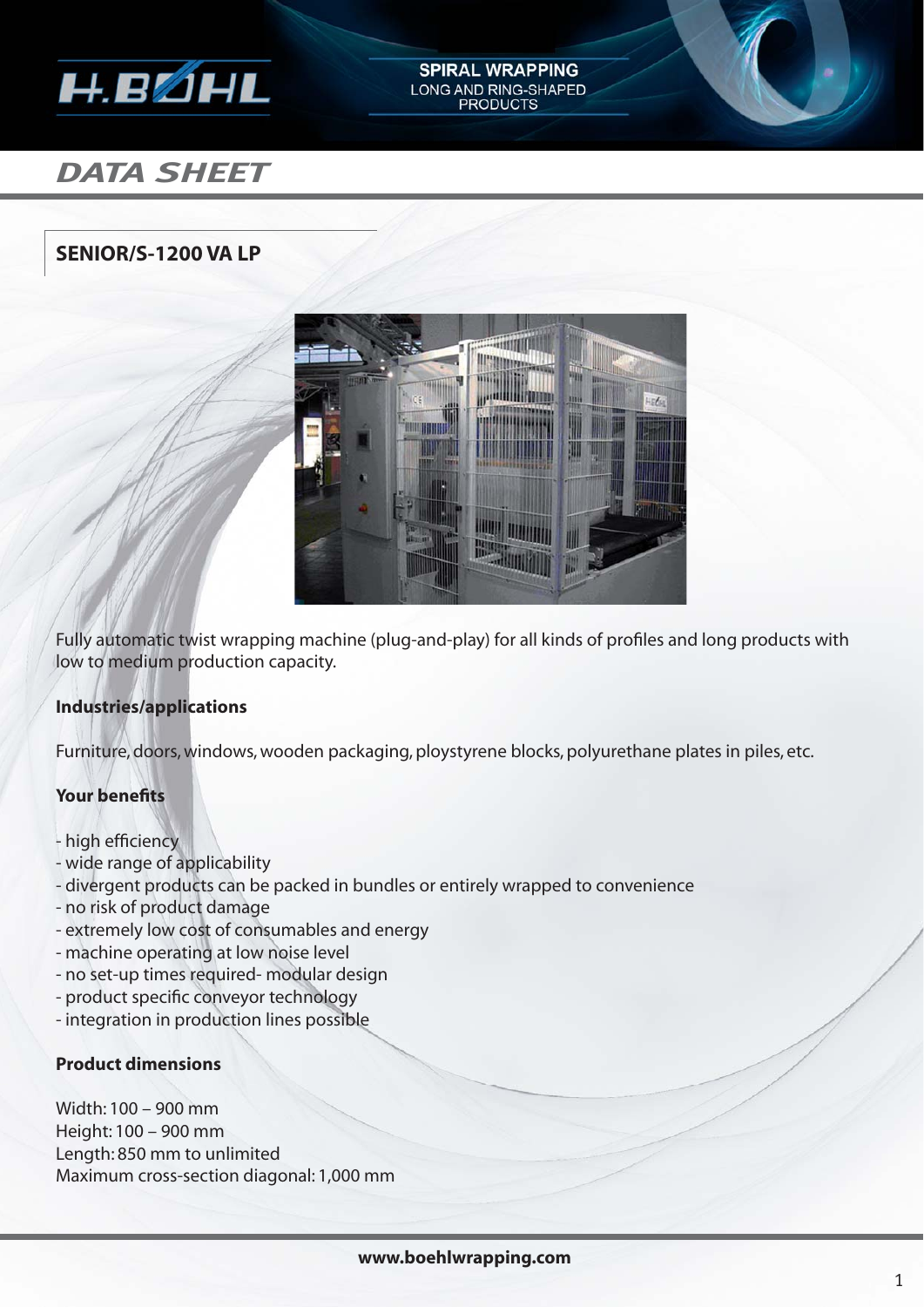# DATA SHEET

## SENIOR/S-1200 VA LP

Fully automatic twist wrapping machine (plug-and-play) for all kinds of profiles and long products with low to medium production capacity.

**Industries/applications**

Furniture, doors, windows, wooden packaging, ploystyrene blocks, polyurethane plates in piles, etc.

**Your benefits**

- high efficiency
- wide range of applicability
- divergent products can be packed in bundles or entirely wrapped to convenience
- no risk of product damage
- extremely low cost of consumables and energy
- machine operating at low noise level
- no set-up times required- modular design
- product specific conveyor technology
- integration in production lines possible

**Product dimensions**

Width: 100 – 900 mm
Height: 100 – 900 mm
Length: 850 mm to unlimited
Maximum cross-section diagonal: 1,000 mm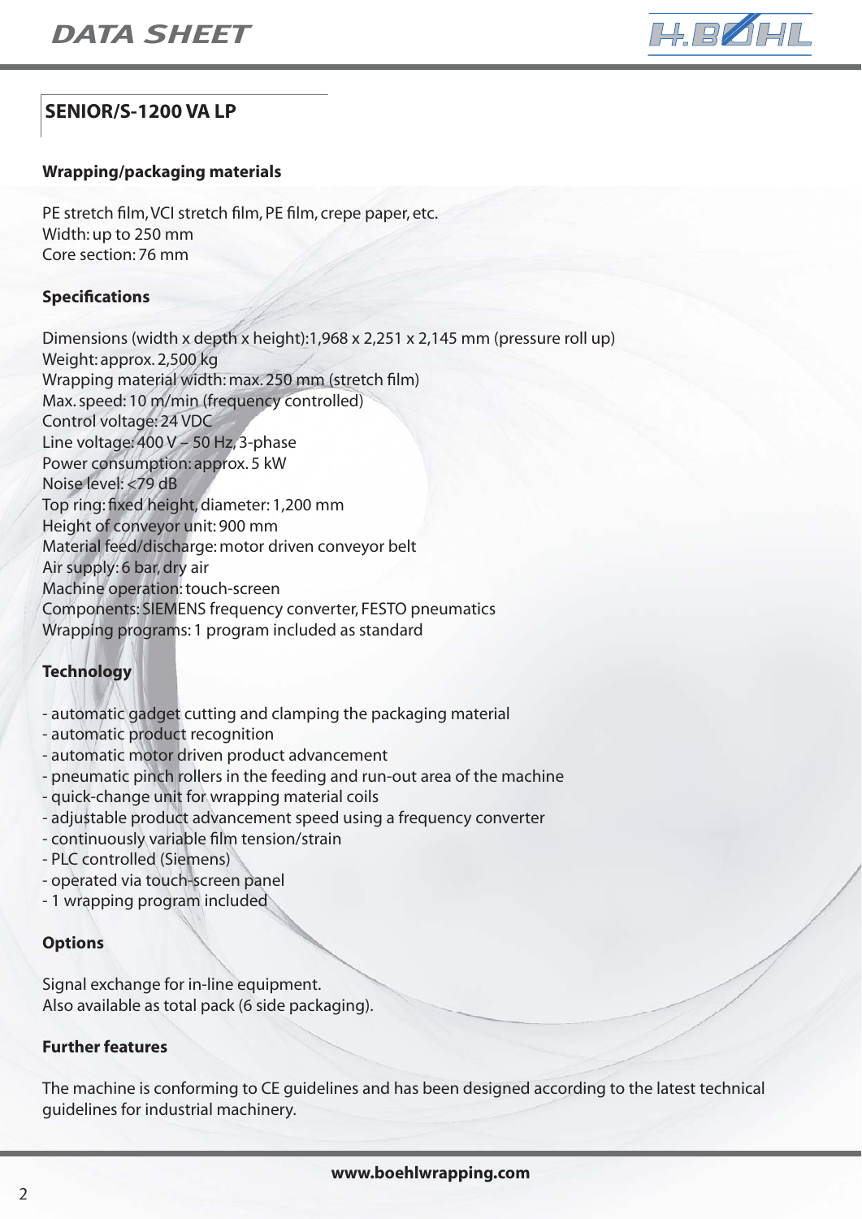## SENIOR/S-1200 VA LP

**Wrapping/packaging materials**

PE stretch film, VCI stretch film, PE film, crepe paper, etc.
Width: up to 250 mm
Core section: 76 mm

**Specifications**

Dimensions (width x depth x height):1,968 x 2,251 x 2,145 mm (pressure roll up)
Weight: approx. 2,500 kg
Wrapping material width: max. 250 mm (stretch film)
Max. speed: 10 m/min (frequency controlled)
Control voltage: 24 VDC
Line voltage: 400 V – 50 Hz, 3-phase
Power consumption: approx. 5 kW
Noise level: <79 dB
Top ring: fixed height, diameter: 1,200 mm
Height of conveyor unit: 900 mm
Material feed/discharge: motor driven conveyor belt
Air supply: 6 bar, dry air
Machine operation: touch-screen
Components: SIEMENS frequency converter, FESTO pneumatics
Wrapping programs: 1 program included as standard

**Technology**

- automatic gadget cutting and clamping the packaging material
- automatic product recognition
- automatic motor driven product advancement
- pneumatic pinch rollers in the feeding and run-out area of the machine
- quick-change unit for wrapping material coils
- adjustable product advancement speed using a frequency converter
- continuously variable film tension/strain
- PLC controlled (Siemens)
- operated via touch-screen panel
- 1 wrapping program included

**Options**

Signal exchange for in-line equipment.
Also available as total pack (6 side packaging).

**Further features**

The machine is conforming to CE guidelines and has been designed according to the latest technical guidelines for industrial machinery.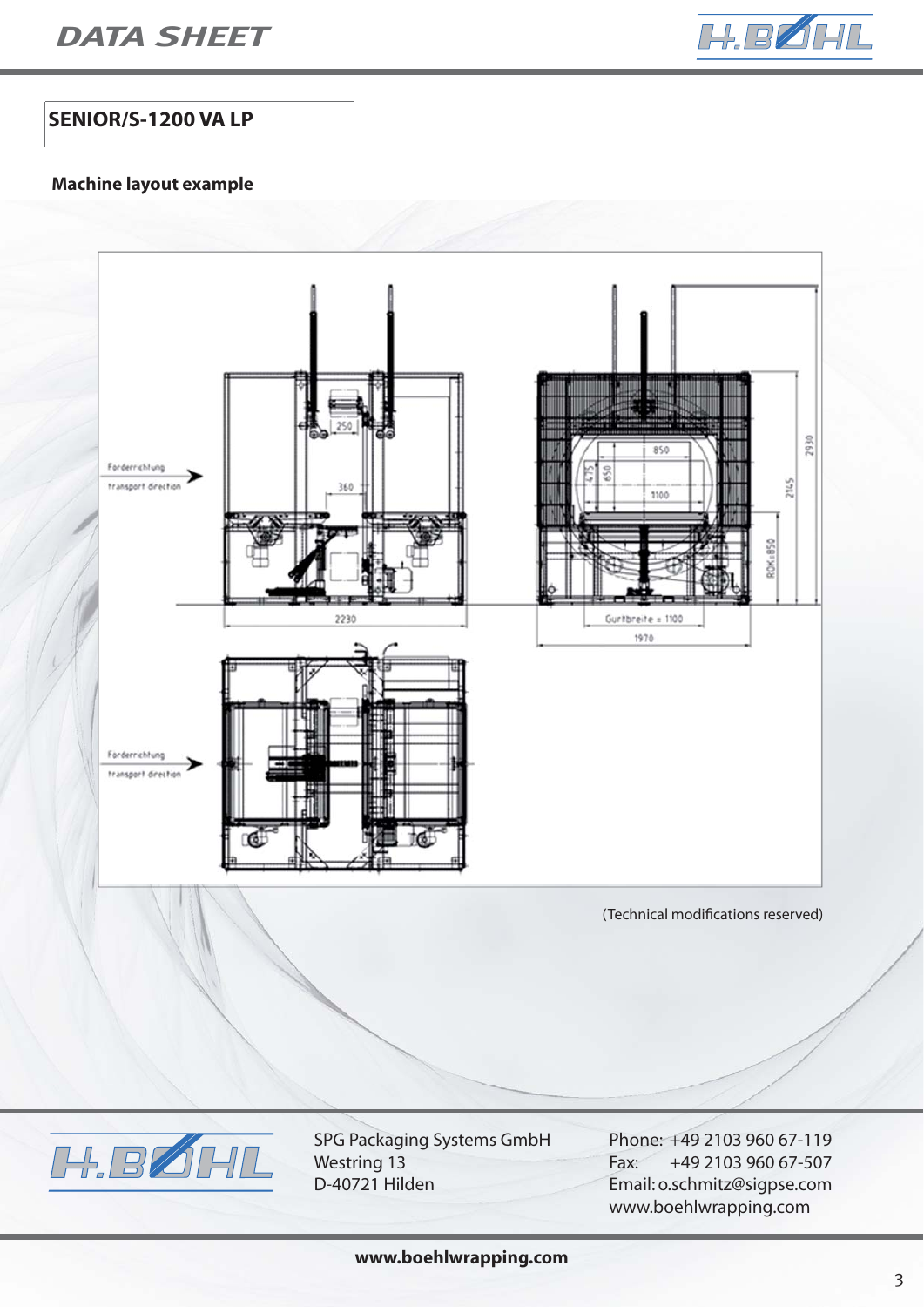## SENIOR/S-1200 VA LP

**Machine layout example**

Förderrichtung
transport direction

250

360

2230

850

475

650

1100

2930

2145

ROK=850

Gurtbreite = 1100

1970

Förderrichtung
transport direction

(Technical modifications reserved)

SPG Packaging Systems GmbH
Westring 13
D-40721 Hilden

Phone: +49 2103 960 67-119
Fax: +49 2103 960 67-507
Email: o.schmitz@sigpse.com
www.boehlwrapping.com

**www.boehlwrapping.com**